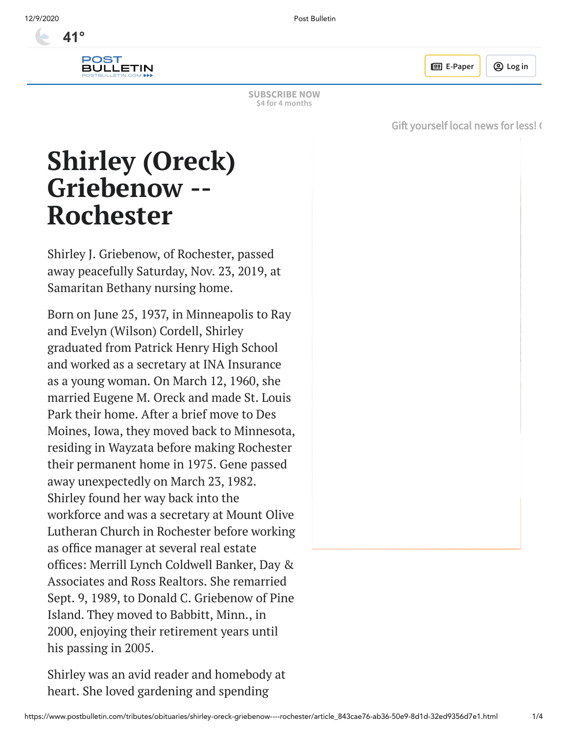# Shirley (Oreck) Griebenow -- Rochester

Shirley J. Griebenow, of Rochester, passed away peacefully Saturday, Nov. 23, 2019, at Samaritan Bethany nursing home.

Born on June 25, 1937, in Minneapolis to Ray and Evelyn (Wilson) Cordell, Shirley graduated from Patrick Henry High School and worked as a secretary at INA Insurance as a young woman. On March 12, 1960, she married Eugene M. Oreck and made St. Louis Park their home. After a brief move to Des Moines, Iowa, they moved back to Minnesota, residing in Wayzata before making Rochester their permanent home in 1975. Gene passed away unexpectedly on March 23, 1982. Shirley found her way back into the workforce and was a secretary at Mount Olive Lutheran Church in Rochester before working as office manager at several real estate offices: Merrill Lynch Coldwell Banker, Day & Associates and Ross Realtors. She remarried Sept. 9, 1989, to Donald C. Griebenow of Pine Island. They moved to Babbitt, Minn., in 2000, enjoying their retirement years until his passing in 2005.

Shirley was an avid reader and homebody at heart. She loved gardening and spending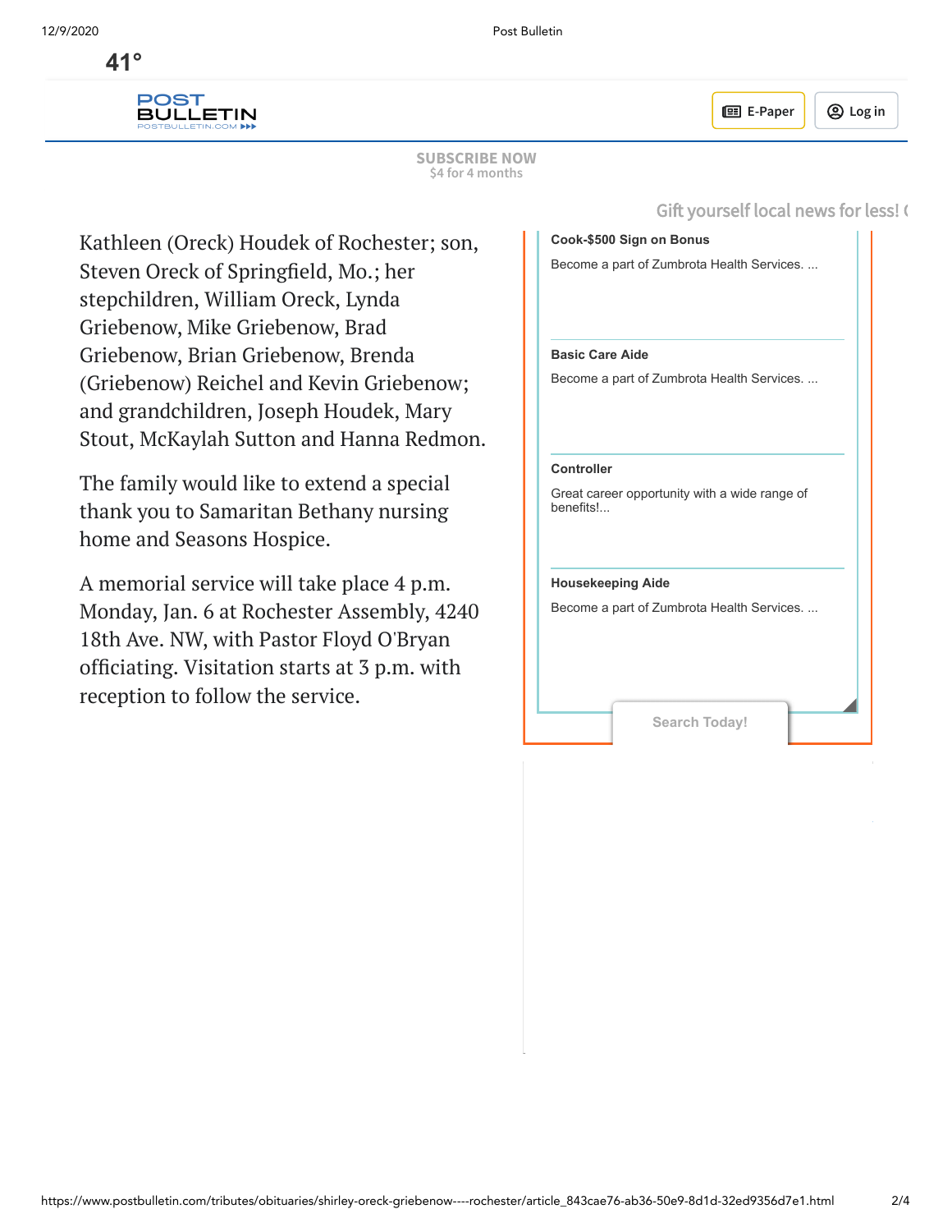Kathleen (Oreck) Houdek of Rochester; son, Steven Oreck of Springfield, Mo.; her stepchildren, William Oreck, Lynda Griebenow, Mike Griebenow, Brad Griebenow, Brian Griebenow, Brenda (Griebenow) Reichel and Kevin Griebenow; and grandchildren, Joseph Houdek, Mary Stout, McKaylah Sutton and Hanna Redmon.

The family would like to extend a special thank you to Samaritan Bethany nursing home and Seasons Hospice.

A memorial service will take place 4 p.m. Monday, Jan. 6 at Rochester Assembly, 4240 18th Ave. NW, with Pastor Floyd O'Bryan officiating. Visitation starts at 3 p.m. with reception to follow the service.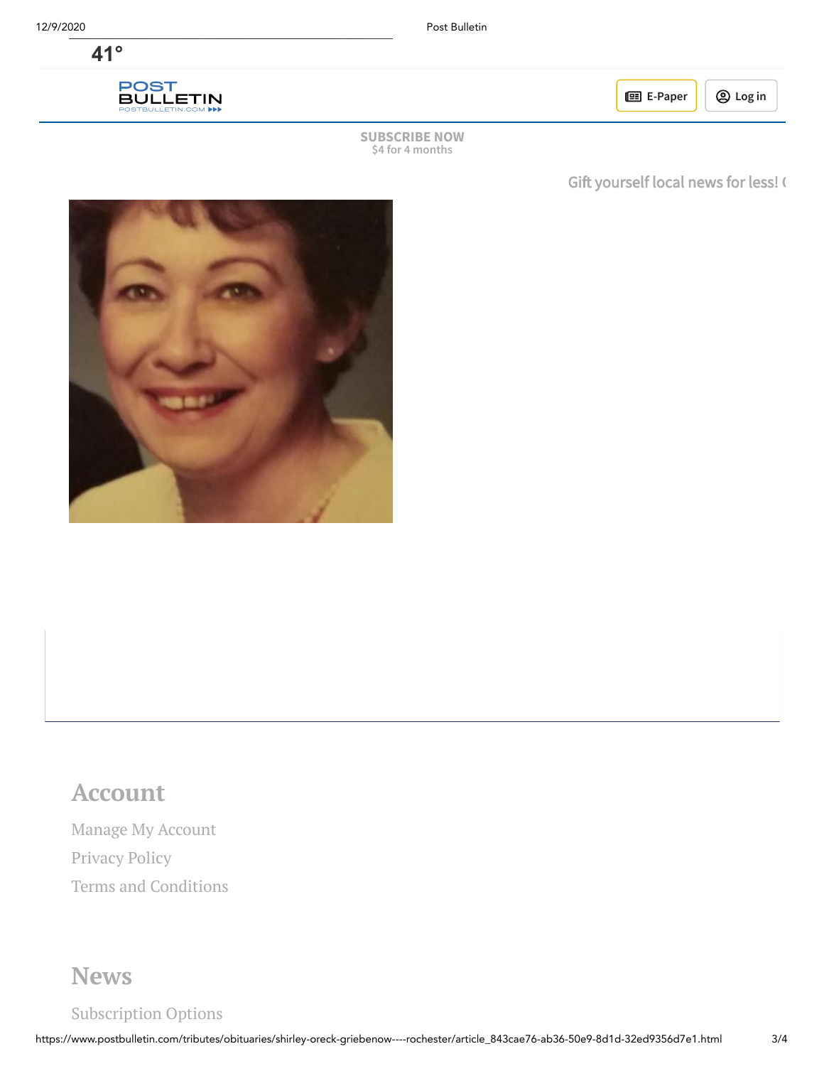41°

POST BULLETIN
POSTBULLETIN.COM

E-Paper

Log in

**SUBSCRIBE NOW**
$4 for 4 months

Gift yourself local news for less!

## Account

Manage My Account

Privacy Policy

Terms and Conditions

## News

Subscription Options